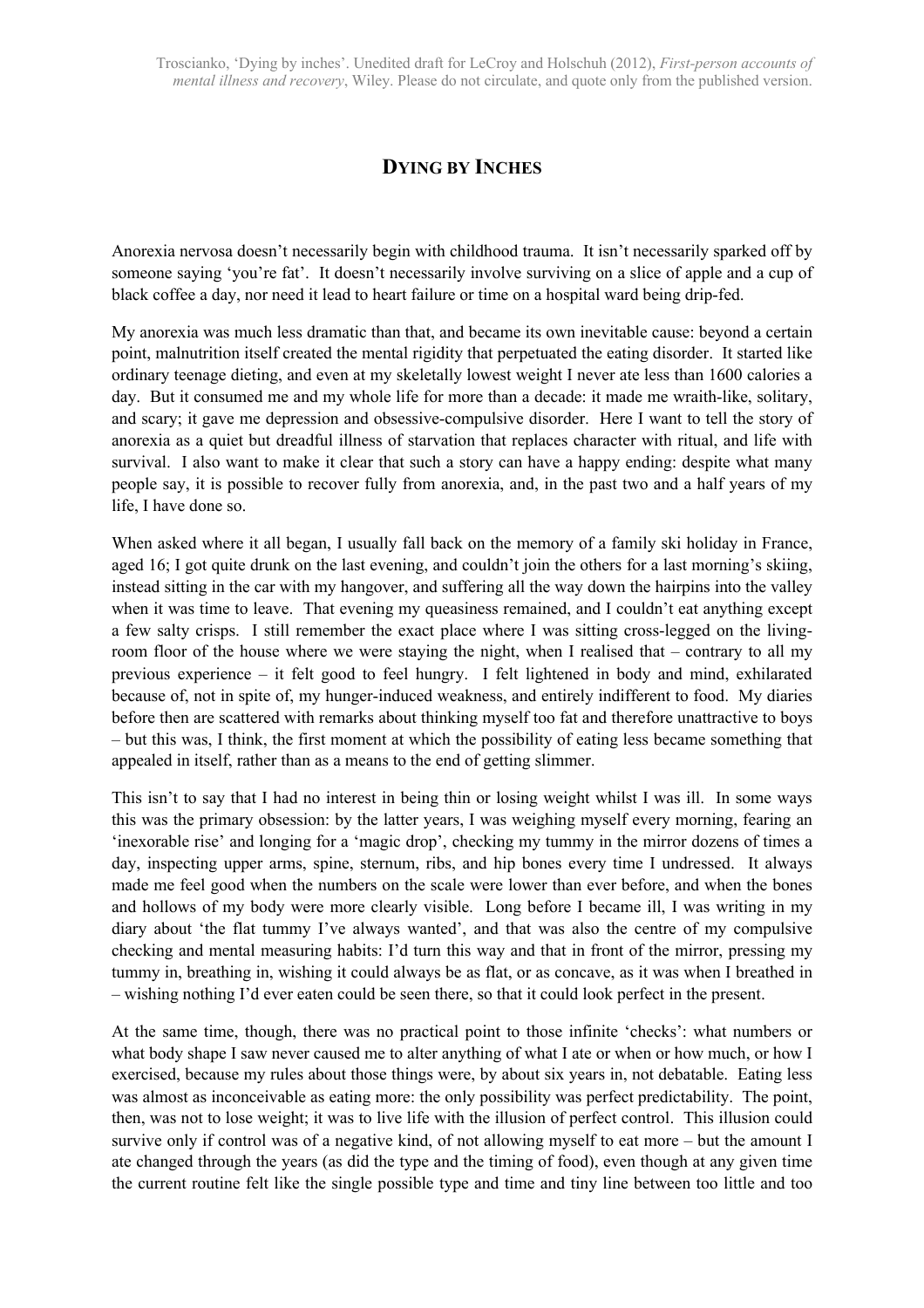# DYING BY INCHES

Anorexia nervosa doesn't necessarily begin with childhood trauma. It isn't necessarily sparked off by someone saying 'you're fat'. It doesn't necessarily involve surviving on a slice of apple and a cup of black coffee a day, nor need it lead to heart failure or time on a hospital ward being drip-fed.

My anorexia was much less dramatic than that, and became its own inevitable cause: beyond a certain point, malnutrition itself created the mental rigidity that perpetuated the eating disorder. It started like ordinary teenage dieting, and even at my skeletally lowest weight I never ate less than 1600 calories a day. But it consumed me and my whole life for more than a decade: it made me wraith-like, solitary, and scary; it gave me depression and obsessive-compulsive disorder. Here I want to tell the story of anorexia as a quiet but dreadful illness of starvation that replaces character with ritual, and life with survival. I also want to make it clear that such a story can have a happy ending: despite what many people say, it is possible to recover fully from anorexia, and, in the past two and a half years of my life, I have done so.

When asked where it all began, I usually fall back on the memory of a family ski holiday in France, aged 16; I got quite drunk on the last evening, and couldn't join the others for a last morning's skiing, instead sitting in the car with my hangover, and suffering all the way down the hairpins into the valley when it was time to leave. That evening my queasiness remained, and I couldn't eat anything except a few salty crisps. I still remember the exact place where I was sitting cross-legged on the living-room floor of the house where we were staying the night, when I realised that – contrary to all my previous experience – it felt good to feel hungry. I felt lightened in body and mind, exhilarated because of, not in spite of, my hunger-induced weakness, and entirely indifferent to food. My diaries before then are scattered with remarks about thinking myself too fat and therefore unattractive to boys – but this was, I think, the first moment at which the possibility of eating less became something that appealed in itself, rather than as a means to the end of getting slimmer.

This isn't to say that I had no interest in being thin or losing weight whilst I was ill. In some ways this was the primary obsession: by the latter years, I was weighing myself every morning, fearing an 'inexorable rise' and longing for a 'magic drop', checking my tummy in the mirror dozens of times a day, inspecting upper arms, spine, sternum, ribs, and hip bones every time I undressed. It always made me feel good when the numbers on the scale were lower than ever before, and when the bones and hollows of my body were more clearly visible. Long before I became ill, I was writing in my diary about 'the flat tummy I've always wanted', and that was also the centre of my compulsive checking and mental measuring habits: I'd turn this way and that in front of the mirror, pressing my tummy in, breathing in, wishing it could always be as flat, or as concave, as it was when I breathed in – wishing nothing I'd ever eaten could be seen there, so that it could look perfect in the present.

At the same time, though, there was no practical point to those infinite 'checks': what numbers or what body shape I saw never caused me to alter anything of what I ate or when or how much, or how I exercised, because my rules about those things were, by about six years in, not debatable. Eating less was almost as inconceivable as eating more: the only possibility was perfect predictability. The point, then, was not to lose weight; it was to live life with the illusion of perfect control. This illusion could survive only if control was of a negative kind, of not allowing myself to eat more – but the amount I ate changed through the years (as did the type and the timing of food), even though at any given time the current routine felt like the single possible type and time and tiny line between too little and too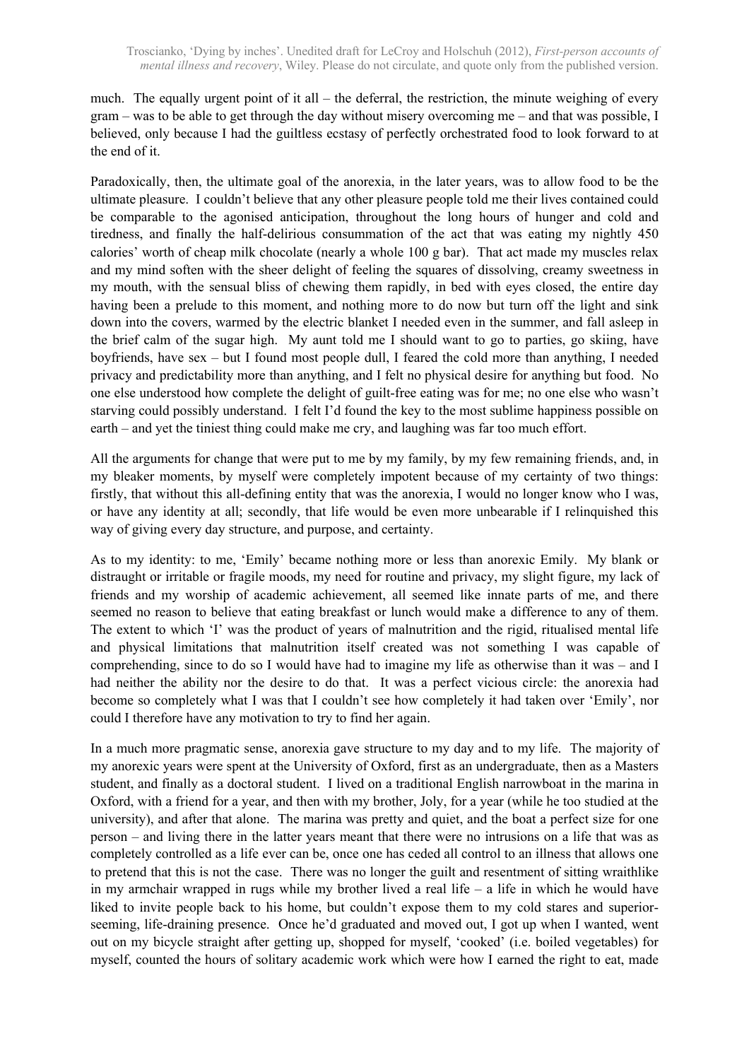much. The equally urgent point of it all – the deferral, the restriction, the minute weighing of every gram – was to be able to get through the day without misery overcoming me – and that was possible, I believed, only because I had the guiltless ecstasy of perfectly orchestrated food to look forward to at the end of it.

Paradoxically, then, the ultimate goal of the anorexia, in the later years, was to allow food to be the ultimate pleasure. I couldn't believe that any other pleasure people told me their lives contained could be comparable to the agonised anticipation, throughout the long hours of hunger and cold and tiredness, and finally the half-delirious consummation of the act that was eating my nightly 450 calories' worth of cheap milk chocolate (nearly a whole 100 g bar). That act made my muscles relax and my mind soften with the sheer delight of feeling the squares of dissolving, creamy sweetness in my mouth, with the sensual bliss of chewing them rapidly, in bed with eyes closed, the entire day having been a prelude to this moment, and nothing more to do now but turn off the light and sink down into the covers, warmed by the electric blanket I needed even in the summer, and fall asleep in the brief calm of the sugar high. My aunt told me I should want to go to parties, go skiing, have boyfriends, have sex – but I found most people dull, I feared the cold more than anything, I needed privacy and predictability more than anything, and I felt no physical desire for anything but food. No one else understood how complete the delight of guilt-free eating was for me; no one else who wasn't starving could possibly understand. I felt I'd found the key to the most sublime happiness possible on earth – and yet the tiniest thing could make me cry, and laughing was far too much effort.

All the arguments for change that were put to me by my family, by my few remaining friends, and, in my bleaker moments, by myself were completely impotent because of my certainty of two things: firstly, that without this all-defining entity that was the anorexia, I would no longer know who I was, or have any identity at all; secondly, that life would be even more unbearable if I relinquished this way of giving every day structure, and purpose, and certainty.

As to my identity: to me, 'Emily' became nothing more or less than anorexic Emily. My blank or distraught or irritable or fragile moods, my need for routine and privacy, my slight figure, my lack of friends and my worship of academic achievement, all seemed like innate parts of me, and there seemed no reason to believe that eating breakfast or lunch would make a difference to any of them. The extent to which 'I' was the product of years of malnutrition and the rigid, ritualised mental life and physical limitations that malnutrition itself created was not something I was capable of comprehending, since to do so I would have had to imagine my life as otherwise than it was – and I had neither the ability nor the desire to do that. It was a perfect vicious circle: the anorexia had become so completely what I was that I couldn't see how completely it had taken over 'Emily', nor could I therefore have any motivation to try to find her again.

In a much more pragmatic sense, anorexia gave structure to my day and to my life. The majority of my anorexic years were spent at the University of Oxford, first as an undergraduate, then as a Masters student, and finally as a doctoral student. I lived on a traditional English narrowboat in the marina in Oxford, with a friend for a year, and then with my brother, Joly, for a year (while he too studied at the university), and after that alone. The marina was pretty and quiet, and the boat a perfect size for one person – and living there in the latter years meant that there were no intrusions on a life that was as completely controlled as a life ever can be, once one has ceded all control to an illness that allows one to pretend that this is not the case. There was no longer the guilt and resentment of sitting wraithlike in my armchair wrapped in rugs while my brother lived a real life – a life in which he would have liked to invite people back to his home, but couldn't expose them to my cold stares and superior-seeming, life-draining presence. Once he'd graduated and moved out, I got up when I wanted, went out on my bicycle straight after getting up, shopped for myself, 'cooked' (i.e. boiled vegetables) for myself, counted the hours of solitary academic work which were how I earned the right to eat, made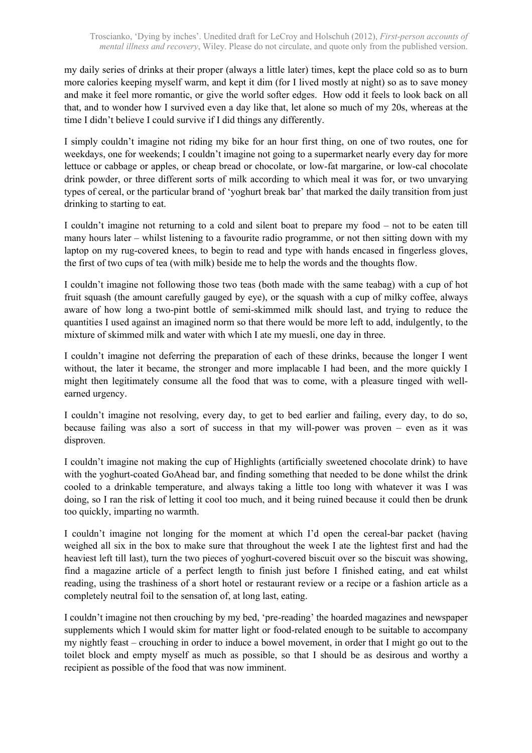my daily series of drinks at their proper (always a little later) times, kept the place cold so as to burn more calories keeping myself warm, and kept it dim (for I lived mostly at night) so as to save money and make it feel more romantic, or give the world softer edges. How odd it feels to look back on all that, and to wonder how I survived even a day like that, let alone so much of my 20s, whereas at the time I didn't believe I could survive if I did things any differently.

I simply couldn't imagine not riding my bike for an hour first thing, on one of two routes, one for weekdays, one for weekends; I couldn't imagine not going to a supermarket nearly every day for more lettuce or cabbage or apples, or cheap bread or chocolate, or low-fat margarine, or low-cal chocolate drink powder, or three different sorts of milk according to which meal it was for, or two unvarying types of cereal, or the particular brand of 'yoghurt break bar' that marked the daily transition from just drinking to starting to eat.

I couldn't imagine not returning to a cold and silent boat to prepare my food – not to be eaten till many hours later – whilst listening to a favourite radio programme, or not then sitting down with my laptop on my rug-covered knees, to begin to read and type with hands encased in fingerless gloves, the first of two cups of tea (with milk) beside me to help the words and the thoughts flow.

I couldn't imagine not following those two teas (both made with the same teabag) with a cup of hot fruit squash (the amount carefully gauged by eye), or the squash with a cup of milky coffee, always aware of how long a two-pint bottle of semi-skimmed milk should last, and trying to reduce the quantities I used against an imagined norm so that there would be more left to add, indulgently, to the mixture of skimmed milk and water with which I ate my muesli, one day in three.

I couldn't imagine not deferring the preparation of each of these drinks, because the longer I went without, the later it became, the stronger and more implacable I had been, and the more quickly I might then legitimately consume all the food that was to come, with a pleasure tinged with well-earned urgency.

I couldn't imagine not resolving, every day, to get to bed earlier and failing, every day, to do so, because failing was also a sort of success in that my will-power was proven – even as it was disproven.

I couldn't imagine not making the cup of Highlights (artificially sweetened chocolate drink) to have with the yoghurt-coated GoAhead bar, and finding something that needed to be done whilst the drink cooled to a drinkable temperature, and always taking a little too long with whatever it was I was doing, so I ran the risk of letting it cool too much, and it being ruined because it could then be drunk too quickly, imparting no warmth.

I couldn't imagine not longing for the moment at which I'd open the cereal-bar packet (having weighed all six in the box to make sure that throughout the week I ate the lightest first and had the heaviest left till last), turn the two pieces of yoghurt-covered biscuit over so the biscuit was showing, find a magazine article of a perfect length to finish just before I finished eating, and eat whilst reading, using the trashiness of a short hotel or restaurant review or a recipe or a fashion article as a completely neutral foil to the sensation of, at long last, eating.

I couldn't imagine not then crouching by my bed, 'pre-reading' the hoarded magazines and newspaper supplements which I would skim for matter light or food-related enough to be suitable to accompany my nightly feast – crouching in order to induce a bowel movement, in order that I might go out to the toilet block and empty myself as much as possible, so that I should be as desirous and worthy a recipient as possible of the food that was now imminent.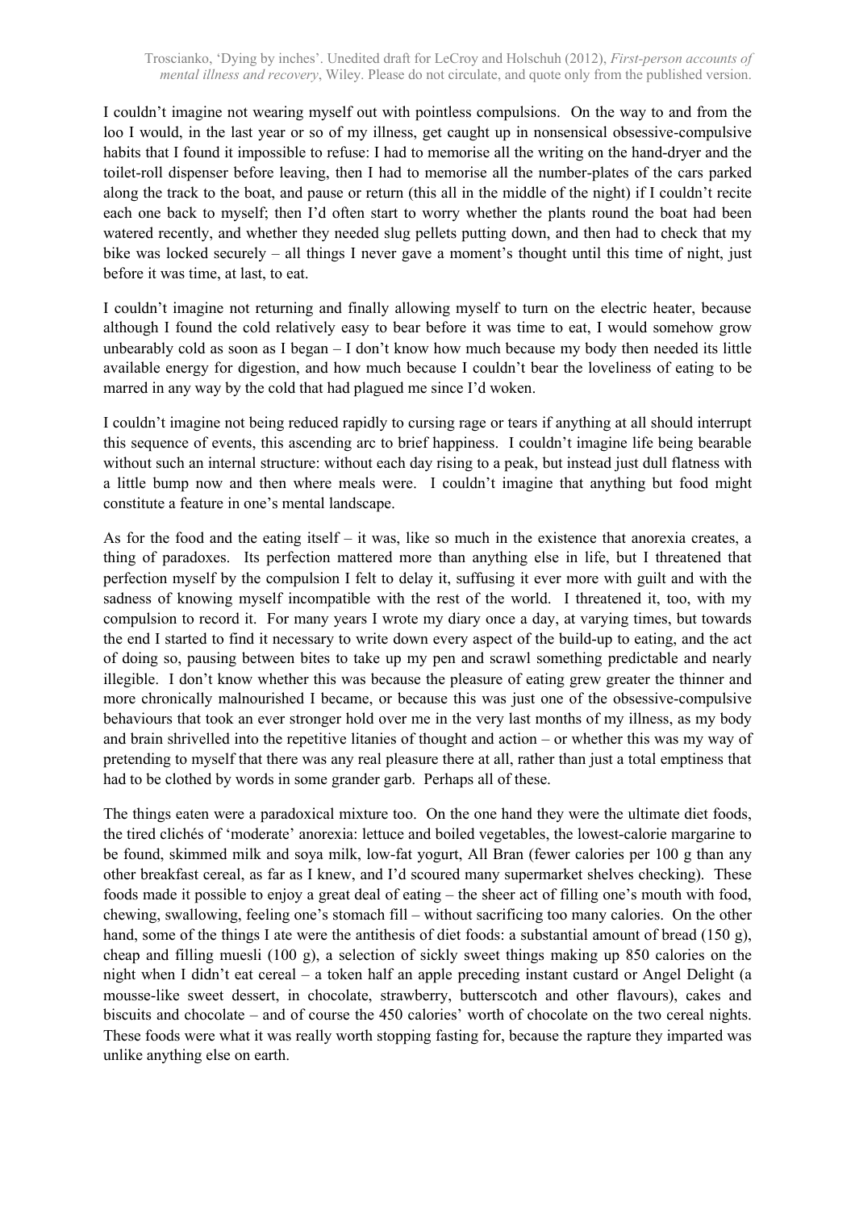I couldn't imagine not wearing myself out with pointless compulsions. On the way to and from the loo I would, in the last year or so of my illness, get caught up in nonsensical obsessive-compulsive habits that I found it impossible to refuse: I had to memorise all the writing on the hand-dryer and the toilet-roll dispenser before leaving, then I had to memorise all the number-plates of the cars parked along the track to the boat, and pause or return (this all in the middle of the night) if I couldn't recite each one back to myself; then I'd often start to worry whether the plants round the boat had been watered recently, and whether they needed slug pellets putting down, and then had to check that my bike was locked securely – all things I never gave a moment's thought until this time of night, just before it was time, at last, to eat.

I couldn't imagine not returning and finally allowing myself to turn on the electric heater, because although I found the cold relatively easy to bear before it was time to eat, I would somehow grow unbearably cold as soon as I began – I don't know how much because my body then needed its little available energy for digestion, and how much because I couldn't bear the loveliness of eating to be marred in any way by the cold that had plagued me since I'd woken.

I couldn't imagine not being reduced rapidly to cursing rage or tears if anything at all should interrupt this sequence of events, this ascending arc to brief happiness. I couldn't imagine life being bearable without such an internal structure: without each day rising to a peak, but instead just dull flatness with a little bump now and then where meals were. I couldn't imagine that anything but food might constitute a feature in one's mental landscape.

As for the food and the eating itself – it was, like so much in the existence that anorexia creates, a thing of paradoxes. Its perfection mattered more than anything else in life, but I threatened that perfection myself by the compulsion I felt to delay it, suffusing it ever more with guilt and with the sadness of knowing myself incompatible with the rest of the world. I threatened it, too, with my compulsion to record it. For many years I wrote my diary once a day, at varying times, but towards the end I started to find it necessary to write down every aspect of the build-up to eating, and the act of doing so, pausing between bites to take up my pen and scrawl something predictable and nearly illegible. I don't know whether this was because the pleasure of eating grew greater the thinner and more chronically malnourished I became, or because this was just one of the obsessive-compulsive behaviours that took an ever stronger hold over me in the very last months of my illness, as my body and brain shrivelled into the repetitive litanies of thought and action – or whether this was my way of pretending to myself that there was any real pleasure there at all, rather than just a total emptiness that had to be clothed by words in some grander garb. Perhaps all of these.

The things eaten were a paradoxical mixture too. On the one hand they were the ultimate diet foods, the tired clichés of 'moderate' anorexia: lettuce and boiled vegetables, the lowest-calorie margarine to be found, skimmed milk and soya milk, low-fat yogurt, All Bran (fewer calories per 100 g than any other breakfast cereal, as far as I knew, and I'd scoured many supermarket shelves checking). These foods made it possible to enjoy a great deal of eating – the sheer act of filling one's mouth with food, chewing, swallowing, feeling one's stomach fill – without sacrificing too many calories. On the other hand, some of the things I ate were the antithesis of diet foods: a substantial amount of bread (150 g), cheap and filling muesli (100 g), a selection of sickly sweet things making up 850 calories on the night when I didn't eat cereal – a token half an apple preceding instant custard or Angel Delight (a mousse-like sweet dessert, in chocolate, strawberry, butterscotch and other flavours), cakes and biscuits and chocolate – and of course the 450 calories' worth of chocolate on the two cereal nights. These foods were what it was really worth stopping fasting for, because the rapture they imparted was unlike anything else on earth.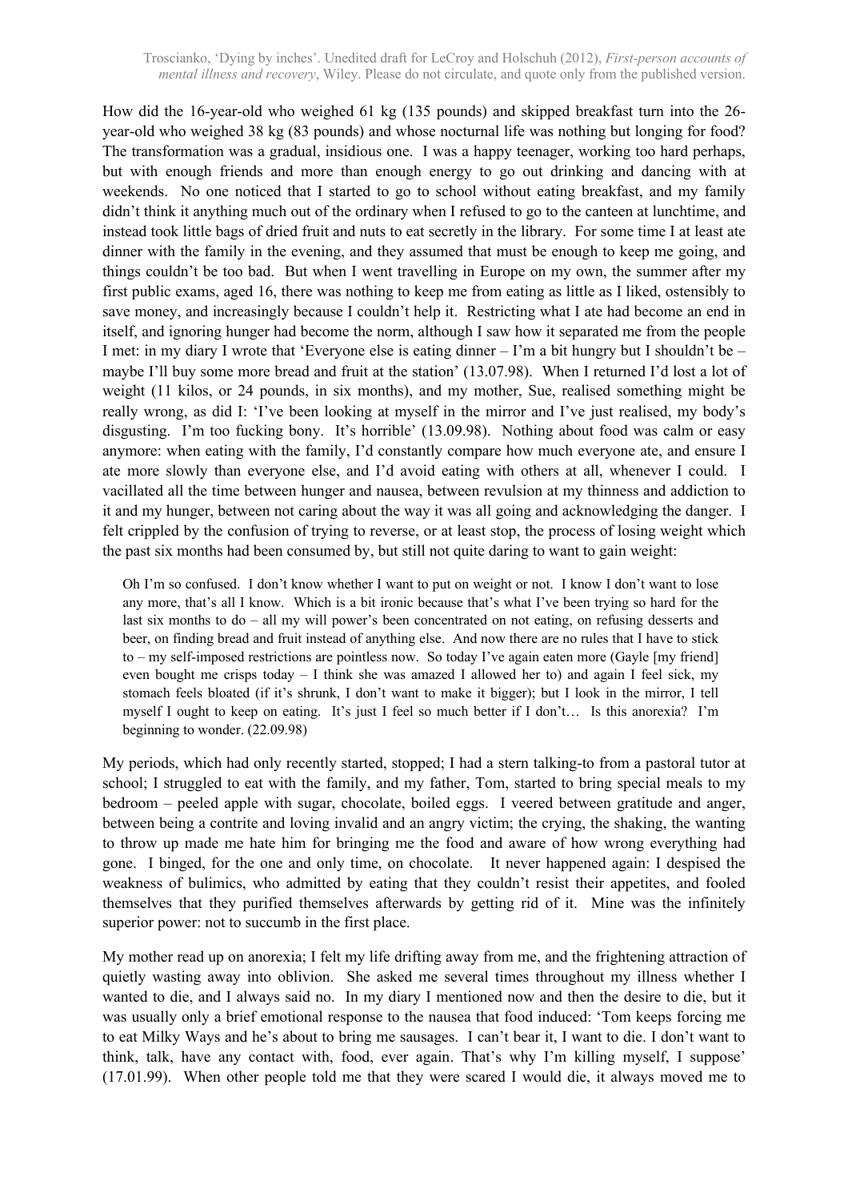How did the 16-year-old who weighed 61 kg (135 pounds) and skipped breakfast turn into the 26-year-old who weighed 38 kg (83 pounds) and whose nocturnal life was nothing but longing for food? The transformation was a gradual, insidious one. I was a happy teenager, working too hard perhaps, but with enough friends and more than enough energy to go out drinking and dancing with at weekends. No one noticed that I started to go to school without eating breakfast, and my family didn't think it anything much out of the ordinary when I refused to go to the canteen at lunchtime, and instead took little bags of dried fruit and nuts to eat secretly in the library. For some time I at least ate dinner with the family in the evening, and they assumed that must be enough to keep me going, and things couldn't be too bad. But when I went travelling in Europe on my own, the summer after my first public exams, aged 16, there was nothing to keep me from eating as little as I liked, ostensibly to save money, and increasingly because I couldn't help it. Restricting what I ate had become an end in itself, and ignoring hunger had become the norm, although I saw how it separated me from the people I met: in my diary I wrote that 'Everyone else is eating dinner – I'm a bit hungry but I shouldn't be – maybe I'll buy some more bread and fruit at the station' (13.07.98). When I returned I'd lost a lot of weight (11 kilos, or 24 pounds, in six months), and my mother, Sue, realised something might be really wrong, as did I: 'I've been looking at myself in the mirror and I've just realised, my body's disgusting. I'm too fucking bony. It's horrible' (13.09.98). Nothing about food was calm or easy anymore: when eating with the family, I'd constantly compare how much everyone ate, and ensure I ate more slowly than everyone else, and I'd avoid eating with others at all, whenever I could. I vacillated all the time between hunger and nausea, between revulsion at my thinness and addiction to it and my hunger, between not caring about the way it was all going and acknowledging the danger. I felt crippled by the confusion of trying to reverse, or at least stop, the process of losing weight which the past six months had been consumed by, but still not quite daring to want to gain weight:

> Oh I'm so confused. I don't know whether I want to put on weight or not. I know I don't want to lose any more, that's all I know. Which is a bit ironic because that's what I've been trying so hard for the last six months to do – all my will power's been concentrated on not eating, on refusing desserts and beer, on finding bread and fruit instead of anything else. And now there are no rules that I have to stick to – my self-imposed restrictions are pointless now. So today I've again eaten more (Gayle [my friend] even bought me crisps today – I think she was amazed I allowed her to) and again I feel sick, my stomach feels bloated (if it's shrunk, I don't want to make it bigger); but I look in the mirror, I tell myself I ought to keep on eating. It's just I feel so much better if I don't… Is this anorexia? I'm beginning to wonder. (22.09.98)

My periods, which had only recently started, stopped; I had a stern talking-to from a pastoral tutor at school; I struggled to eat with the family, and my father, Tom, started to bring special meals to my bedroom – peeled apple with sugar, chocolate, boiled eggs. I veered between gratitude and anger, between being a contrite and loving invalid and an angry victim; the crying, the shaking, the wanting to throw up made me hate him for bringing me the food and aware of how wrong everything had gone. I binged, for the one and only time, on chocolate. It never happened again: I despised the weakness of bulimics, who admitted by eating that they couldn't resist their appetites, and fooled themselves that they purified themselves afterwards by getting rid of it. Mine was the infinitely superior power: not to succumb in the first place.

My mother read up on anorexia; I felt my life drifting away from me, and the frightening attraction of quietly wasting away into oblivion. She asked me several times throughout my illness whether I wanted to die, and I always said no. In my diary I mentioned now and then the desire to die, but it was usually only a brief emotional response to the nausea that food induced: 'Tom keeps forcing me to eat Milky Ways and he's about to bring me sausages. I can't bear it, I want to die. I don't want to think, talk, have any contact with, food, ever again. That's why I'm killing myself, I suppose' (17.01.99). When other people told me that they were scared I would die, it always moved me to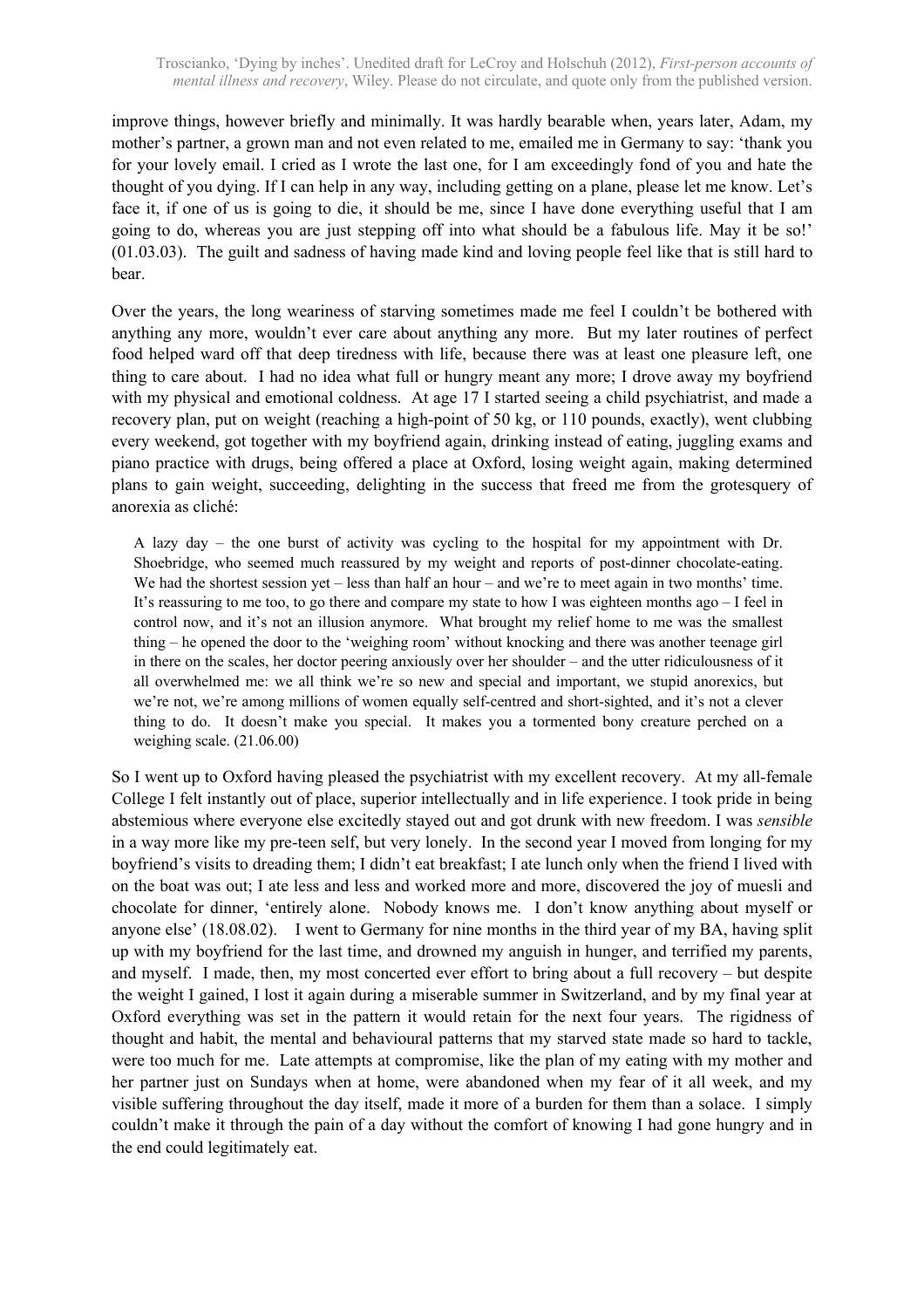improve things, however briefly and minimally. It was hardly bearable when, years later, Adam, my mother's partner, a grown man and not even related to me, emailed me in Germany to say: 'thank you for your lovely email. I cried as I wrote the last one, for I am exceedingly fond of you and hate the thought of you dying. If I can help in any way, including getting on a plane, please let me know. Let's face it, if one of us is going to die, it should be me, since I have done everything useful that I am going to do, whereas you are just stepping off into what should be a fabulous life. May it be so!' (01.03.03). The guilt and sadness of having made kind and loving people feel like that is still hard to bear.

Over the years, the long weariness of starving sometimes made me feel I couldn't be bothered with anything any more, wouldn't ever care about anything any more. But my later routines of perfect food helped ward off that deep tiredness with life, because there was at least one pleasure left, one thing to care about. I had no idea what full or hungry meant any more; I drove away my boyfriend with my physical and emotional coldness. At age 17 I started seeing a child psychiatrist, and made a recovery plan, put on weight (reaching a high-point of 50 kg, or 110 pounds, exactly), went clubbing every weekend, got together with my boyfriend again, drinking instead of eating, juggling exams and piano practice with drugs, being offered a place at Oxford, losing weight again, making determined plans to gain weight, succeeding, delighting in the success that freed me from the grotesquery of anorexia as cliché:

> A lazy day – the one burst of activity was cycling to the hospital for my appointment with Dr. Shoebridge, who seemed much reassured by my weight and reports of post-dinner chocolate-eating. We had the shortest session yet – less than half an hour – and we're to meet again in two months' time. It's reassuring to me too, to go there and compare my state to how I was eighteen months ago – I feel in control now, and it's not an illusion anymore. What brought my relief home to me was the smallest thing – he opened the door to the 'weighing room' without knocking and there was another teenage girl in there on the scales, her doctor peering anxiously over her shoulder – and the utter ridiculousness of it all overwhelmed me: we all think we're so new and special and important, we stupid anorexics, but we're not, we're among millions of women equally self-centred and short-sighted, and it's not a clever thing to do. It doesn't make you special. It makes you a tormented bony creature perched on a weighing scale. (21.06.00)

So I went up to Oxford having pleased the psychiatrist with my excellent recovery. At my all-female College I felt instantly out of place, superior intellectually and in life experience. I took pride in being abstemious where everyone else excitedly stayed out and got drunk with new freedom. I was *sensible* in a way more like my pre-teen self, but very lonely. In the second year I moved from longing for my boyfriend's visits to dreading them; I didn't eat breakfast; I ate lunch only when the friend I lived with on the boat was out; I ate less and less and worked more and more, discovered the joy of muesli and chocolate for dinner, 'entirely alone. Nobody knows me. I don't know anything about myself or anyone else' (18.08.02). I went to Germany for nine months in the third year of my BA, having split up with my boyfriend for the last time, and drowned my anguish in hunger, and terrified my parents, and myself. I made, then, my most concerted ever effort to bring about a full recovery – but despite the weight I gained, I lost it again during a miserable summer in Switzerland, and by my final year at Oxford everything was set in the pattern it would retain for the next four years. The rigidness of thought and habit, the mental and behavioural patterns that my starved state made so hard to tackle, were too much for me. Late attempts at compromise, like the plan of my eating with my mother and her partner just on Sundays when at home, were abandoned when my fear of it all week, and my visible suffering throughout the day itself, made it more of a burden for them than a solace. I simply couldn't make it through the pain of a day without the comfort of knowing I had gone hungry and in the end could legitimately eat.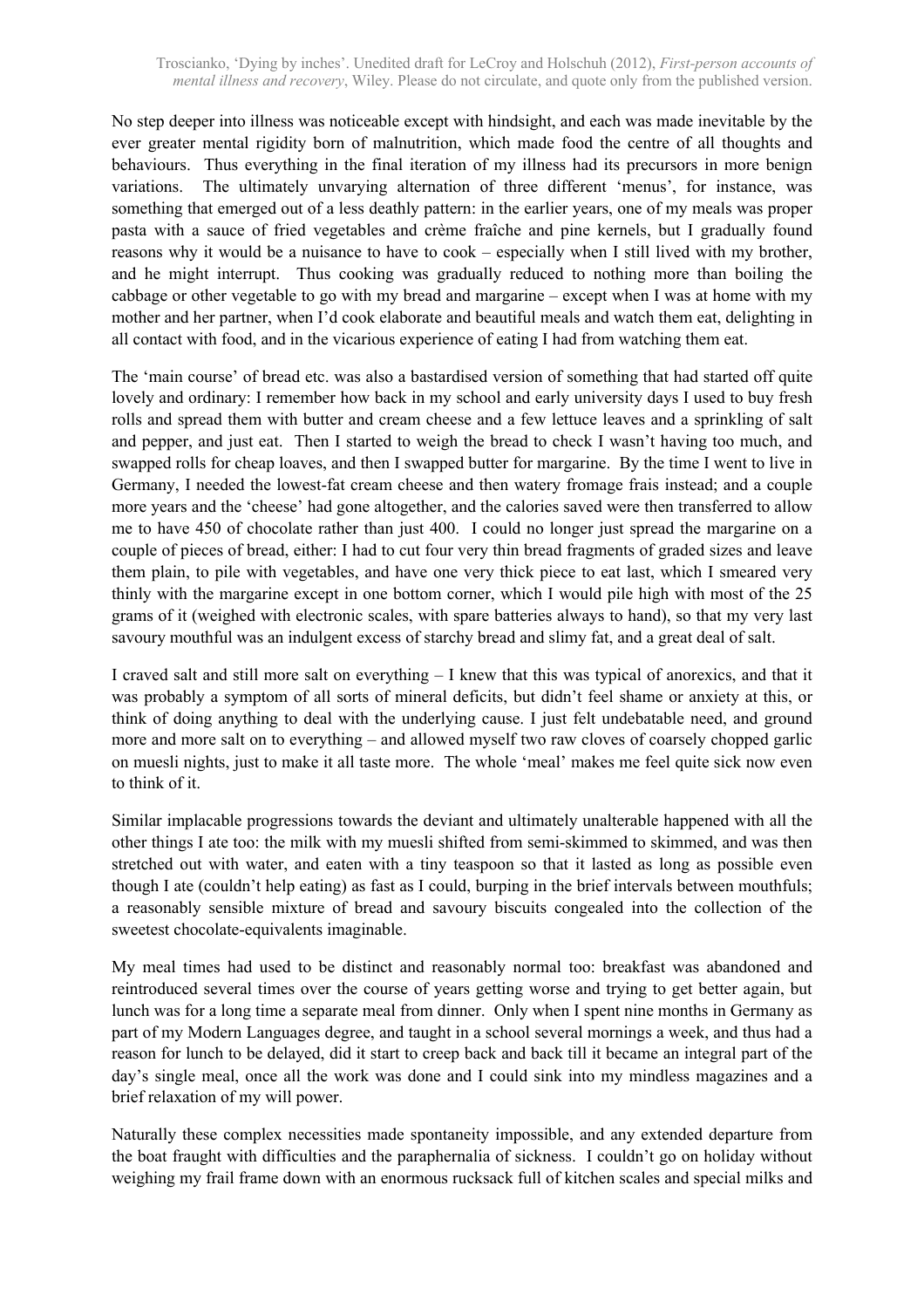No step deeper into illness was noticeable except with hindsight, and each was made inevitable by the ever greater mental rigidity born of malnutrition, which made food the centre of all thoughts and behaviours. Thus everything in the final iteration of my illness had its precursors in more benign variations. The ultimately unvarying alternation of three different 'menus', for instance, was something that emerged out of a less deathly pattern: in the earlier years, one of my meals was proper pasta with a sauce of fried vegetables and crème fraîche and pine kernels, but I gradually found reasons why it would be a nuisance to have to cook – especially when I still lived with my brother, and he might interrupt. Thus cooking was gradually reduced to nothing more than boiling the cabbage or other vegetable to go with my bread and margarine – except when I was at home with my mother and her partner, when I'd cook elaborate and beautiful meals and watch them eat, delighting in all contact with food, and in the vicarious experience of eating I had from watching them eat.

The 'main course' of bread etc. was also a bastardised version of something that had started off quite lovely and ordinary: I remember how back in my school and early university days I used to buy fresh rolls and spread them with butter and cream cheese and a few lettuce leaves and a sprinkling of salt and pepper, and just eat. Then I started to weigh the bread to check I wasn't having too much, and swapped rolls for cheap loaves, and then I swapped butter for margarine. By the time I went to live in Germany, I needed the lowest-fat cream cheese and then watery fromage frais instead; and a couple more years and the 'cheese' had gone altogether, and the calories saved were then transferred to allow me to have 450 of chocolate rather than just 400. I could no longer just spread the margarine on a couple of pieces of bread, either: I had to cut four very thin bread fragments of graded sizes and leave them plain, to pile with vegetables, and have one very thick piece to eat last, which I smeared very thinly with the margarine except in one bottom corner, which I would pile high with most of the 25 grams of it (weighed with electronic scales, with spare batteries always to hand), so that my very last savoury mouthful was an indulgent excess of starchy bread and slimy fat, and a great deal of salt.

I craved salt and still more salt on everything – I knew that this was typical of anorexics, and that it was probably a symptom of all sorts of mineral deficits, but didn't feel shame or anxiety at this, or think of doing anything to deal with the underlying cause. I just felt undebatable need, and ground more and more salt on to everything – and allowed myself two raw cloves of coarsely chopped garlic on muesli nights, just to make it all taste more. The whole 'meal' makes me feel quite sick now even to think of it.

Similar implacable progressions towards the deviant and ultimately unalterable happened with all the other things I ate too: the milk with my muesli shifted from semi-skimmed to skimmed, and was then stretched out with water, and eaten with a tiny teaspoon so that it lasted as long as possible even though I ate (couldn't help eating) as fast as I could, burping in the brief intervals between mouthfuls; a reasonably sensible mixture of bread and savoury biscuits congealed into the collection of the sweetest chocolate-equivalents imaginable.

My meal times had used to be distinct and reasonably normal too: breakfast was abandoned and reintroduced several times over the course of years getting worse and trying to get better again, but lunch was for a long time a separate meal from dinner. Only when I spent nine months in Germany as part of my Modern Languages degree, and taught in a school several mornings a week, and thus had a reason for lunch to be delayed, did it start to creep back and back till it became an integral part of the day's single meal, once all the work was done and I could sink into my mindless magazines and a brief relaxation of my will power.

Naturally these complex necessities made spontaneity impossible, and any extended departure from the boat fraught with difficulties and the paraphernalia of sickness. I couldn't go on holiday without weighing my frail frame down with an enormous rucksack full of kitchen scales and special milks and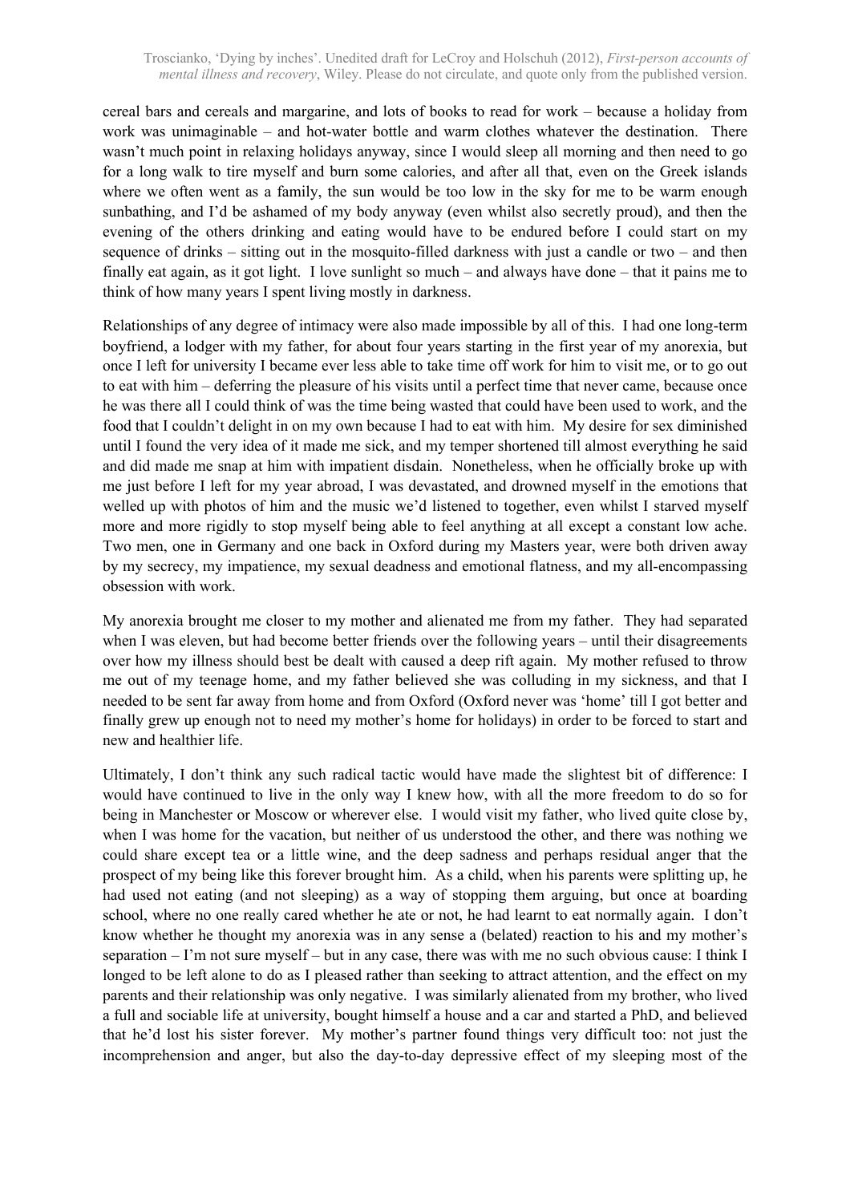cereal bars and cereals and margarine, and lots of books to read for work – because a holiday from work was unimaginable – and hot-water bottle and warm clothes whatever the destination. There wasn't much point in relaxing holidays anyway, since I would sleep all morning and then need to go for a long walk to tire myself and burn some calories, and after all that, even on the Greek islands where we often went as a family, the sun would be too low in the sky for me to be warm enough sunbathing, and I'd be ashamed of my body anyway (even whilst also secretly proud), and then the evening of the others drinking and eating would have to be endured before I could start on my sequence of drinks – sitting out in the mosquito-filled darkness with just a candle or two – and then finally eat again, as it got light. I love sunlight so much – and always have done – that it pains me to think of how many years I spent living mostly in darkness.

Relationships of any degree of intimacy were also made impossible by all of this. I had one long-term boyfriend, a lodger with my father, for about four years starting in the first year of my anorexia, but once I left for university I became ever less able to take time off work for him to visit me, or to go out to eat with him – deferring the pleasure of his visits until a perfect time that never came, because once he was there all I could think of was the time being wasted that could have been used to work, and the food that I couldn't delight in on my own because I had to eat with him. My desire for sex diminished until I found the very idea of it made me sick, and my temper shortened till almost everything he said and did made me snap at him with impatient disdain. Nonetheless, when he officially broke up with me just before I left for my year abroad, I was devastated, and drowned myself in the emotions that welled up with photos of him and the music we'd listened to together, even whilst I starved myself more and more rigidly to stop myself being able to feel anything at all except a constant low ache. Two men, one in Germany and one back in Oxford during my Masters year, were both driven away by my secrecy, my impatience, my sexual deadness and emotional flatness, and my all-encompassing obsession with work.

My anorexia brought me closer to my mother and alienated me from my father. They had separated when I was eleven, but had become better friends over the following years – until their disagreements over how my illness should best be dealt with caused a deep rift again. My mother refused to throw me out of my teenage home, and my father believed she was colluding in my sickness, and that I needed to be sent far away from home and from Oxford (Oxford never was 'home' till I got better and finally grew up enough not to need my mother's home for holidays) in order to be forced to start and new and healthier life.

Ultimately, I don't think any such radical tactic would have made the slightest bit of difference: I would have continued to live in the only way I knew how, with all the more freedom to do so for being in Manchester or Moscow or wherever else. I would visit my father, who lived quite close by, when I was home for the vacation, but neither of us understood the other, and there was nothing we could share except tea or a little wine, and the deep sadness and perhaps residual anger that the prospect of my being like this forever brought him. As a child, when his parents were splitting up, he had used not eating (and not sleeping) as a way of stopping them arguing, but once at boarding school, where no one really cared whether he ate or not, he had learnt to eat normally again. I don't know whether he thought my anorexia was in any sense a (belated) reaction to his and my mother's separation – I'm not sure myself – but in any case, there was with me no such obvious cause: I think I longed to be left alone to do as I pleased rather than seeking to attract attention, and the effect on my parents and their relationship was only negative. I was similarly alienated from my brother, who lived a full and sociable life at university, bought himself a house and a car and started a PhD, and believed that he'd lost his sister forever. My mother's partner found things very difficult too: not just the incomprehension and anger, but also the day-to-day depressive effect of my sleeping most of the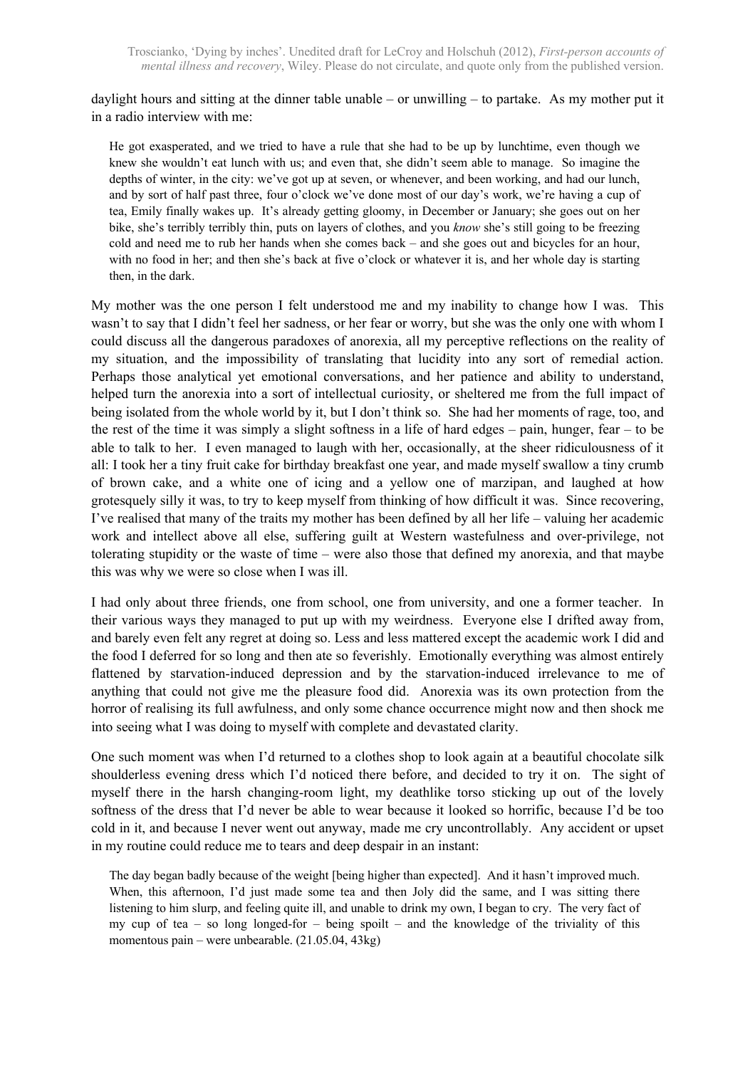daylight hours and sitting at the dinner table unable – or unwilling – to partake. As my mother put it in a radio interview with me:

> He got exasperated, and we tried to have a rule that she had to be up by lunchtime, even though we knew she wouldn't eat lunch with us; and even that, she didn't seem able to manage. So imagine the depths of winter, in the city: we've got up at seven, or whenever, and been working, and had our lunch, and by sort of half past three, four o'clock we've done most of our day's work, we're having a cup of tea, Emily finally wakes up. It's already getting gloomy, in December or January; she goes out on her bike, she's terribly terribly thin, puts on layers of clothes, and you *know* she's still going to be freezing cold and need me to rub her hands when she comes back – and she goes out and bicycles for an hour, with no food in her; and then she's back at five o'clock or whatever it is, and her whole day is starting then, in the dark.

My mother was the one person I felt understood me and my inability to change how I was. This wasn't to say that I didn't feel her sadness, or her fear or worry, but she was the only one with whom I could discuss all the dangerous paradoxes of anorexia, all my perceptive reflections on the reality of my situation, and the impossibility of translating that lucidity into any sort of remedial action. Perhaps those analytical yet emotional conversations, and her patience and ability to understand, helped turn the anorexia into a sort of intellectual curiosity, or sheltered me from the full impact of being isolated from the whole world by it, but I don't think so. She had her moments of rage, too, and the rest of the time it was simply a slight softness in a life of hard edges – pain, hunger, fear – to be able to talk to her. I even managed to laugh with her, occasionally, at the sheer ridiculousness of it all: I took her a tiny fruit cake for birthday breakfast one year, and made myself swallow a tiny crumb of brown cake, and a white one of icing and a yellow one of marzipan, and laughed at how grotesquely silly it was, to try to keep myself from thinking of how difficult it was. Since recovering, I've realised that many of the traits my mother has been defined by all her life – valuing her academic work and intellect above all else, suffering guilt at Western wastefulness and over-privilege, not tolerating stupidity or the waste of time – were also those that defined my anorexia, and that maybe this was why we were so close when I was ill.

I had only about three friends, one from school, one from university, and one a former teacher. In their various ways they managed to put up with my weirdness. Everyone else I drifted away from, and barely even felt any regret at doing so. Less and less mattered except the academic work I did and the food I deferred for so long and then ate so feverishly. Emotionally everything was almost entirely flattened by starvation-induced depression and by the starvation-induced irrelevance to me of anything that could not give me the pleasure food did. Anorexia was its own protection from the horror of realising its full awfulness, and only some chance occurrence might now and then shock me into seeing what I was doing to myself with complete and devastated clarity.

One such moment was when I'd returned to a clothes shop to look again at a beautiful chocolate silk shoulderless evening dress which I'd noticed there before, and decided to try it on. The sight of myself there in the harsh changing-room light, my deathlike torso sticking up out of the lovely softness of the dress that I'd never be able to wear because it looked so horrific, because I'd be too cold in it, and because I never went out anyway, made me cry uncontrollably. Any accident or upset in my routine could reduce me to tears and deep despair in an instant:

> The day began badly because of the weight [being higher than expected]. And it hasn't improved much. When, this afternoon, I'd just made some tea and then Joly did the same, and I was sitting there listening to him slurp, and feeling quite ill, and unable to drink my own, I began to cry. The very fact of my cup of tea – so long longed-for – being spoilt – and the knowledge of the triviality of this momentous pain – were unbearable. (21.05.04, 43kg)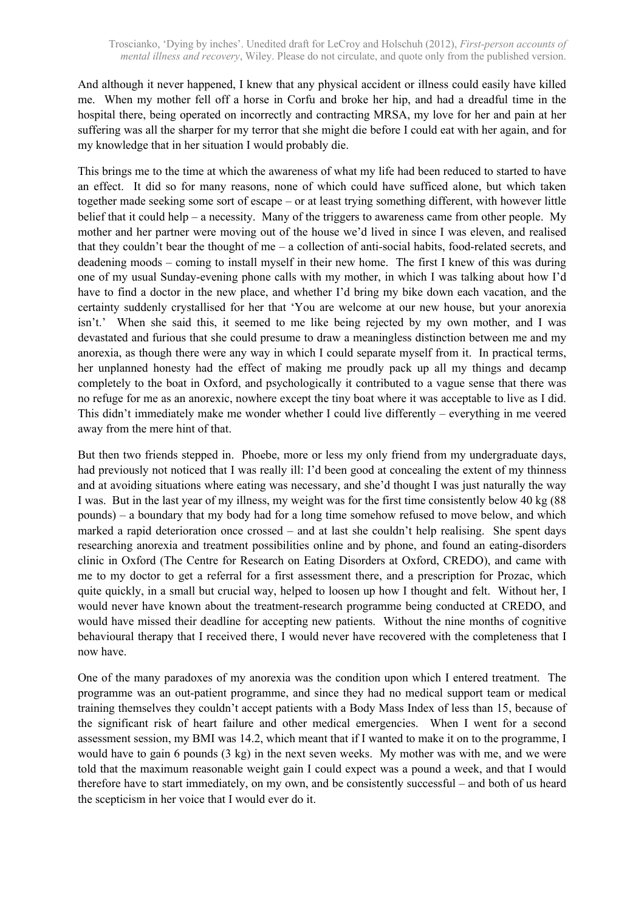And although it never happened, I knew that any physical accident or illness could easily have killed me. When my mother fell off a horse in Corfu and broke her hip, and had a dreadful time in the hospital there, being operated on incorrectly and contracting MRSA, my love for her and pain at her suffering was all the sharper for my terror that she might die before I could eat with her again, and for my knowledge that in her situation I would probably die.

This brings me to the time at which the awareness of what my life had been reduced to started to have an effect. It did so for many reasons, none of which could have sufficed alone, but which taken together made seeking some sort of escape – or at least trying something different, with however little belief that it could help – a necessity. Many of the triggers to awareness came from other people. My mother and her partner were moving out of the house we'd lived in since I was eleven, and realised that they couldn't bear the thought of me – a collection of anti-social habits, food-related secrets, and deadening moods – coming to install myself in their new home. The first I knew of this was during one of my usual Sunday-evening phone calls with my mother, in which I was talking about how I'd have to find a doctor in the new place, and whether I'd bring my bike down each vacation, and the certainty suddenly crystallised for her that 'You are welcome at our new house, but your anorexia isn't.' When she said this, it seemed to me like being rejected by my own mother, and I was devastated and furious that she could presume to draw a meaningless distinction between me and my anorexia, as though there were any way in which I could separate myself from it. In practical terms, her unplanned honesty had the effect of making me proudly pack up all my things and decamp completely to the boat in Oxford, and psychologically it contributed to a vague sense that there was no refuge for me as an anorexic, nowhere except the tiny boat where it was acceptable to live as I did. This didn't immediately make me wonder whether I could live differently – everything in me veered away from the mere hint of that.

But then two friends stepped in. Phoebe, more or less my only friend from my undergraduate days, had previously not noticed that I was really ill: I'd been good at concealing the extent of my thinness and at avoiding situations where eating was necessary, and she'd thought I was just naturally the way I was. But in the last year of my illness, my weight was for the first time consistently below 40 kg (88 pounds) – a boundary that my body had for a long time somehow refused to move below, and which marked a rapid deterioration once crossed – and at last she couldn't help realising. She spent days researching anorexia and treatment possibilities online and by phone, and found an eating-disorders clinic in Oxford (The Centre for Research on Eating Disorders at Oxford, CREDO), and came with me to my doctor to get a referral for a first assessment there, and a prescription for Prozac, which quite quickly, in a small but crucial way, helped to loosen up how I thought and felt. Without her, I would never have known about the treatment-research programme being conducted at CREDO, and would have missed their deadline for accepting new patients. Without the nine months of cognitive behavioural therapy that I received there, I would never have recovered with the completeness that I now have.

One of the many paradoxes of my anorexia was the condition upon which I entered treatment. The programme was an out-patient programme, and since they had no medical support team or medical training themselves they couldn't accept patients with a Body Mass Index of less than 15, because of the significant risk of heart failure and other medical emergencies. When I went for a second assessment session, my BMI was 14.2, which meant that if I wanted to make it on to the programme, I would have to gain 6 pounds (3 kg) in the next seven weeks. My mother was with me, and we were told that the maximum reasonable weight gain I could expect was a pound a week, and that I would therefore have to start immediately, on my own, and be consistently successful – and both of us heard the scepticism in her voice that I would ever do it.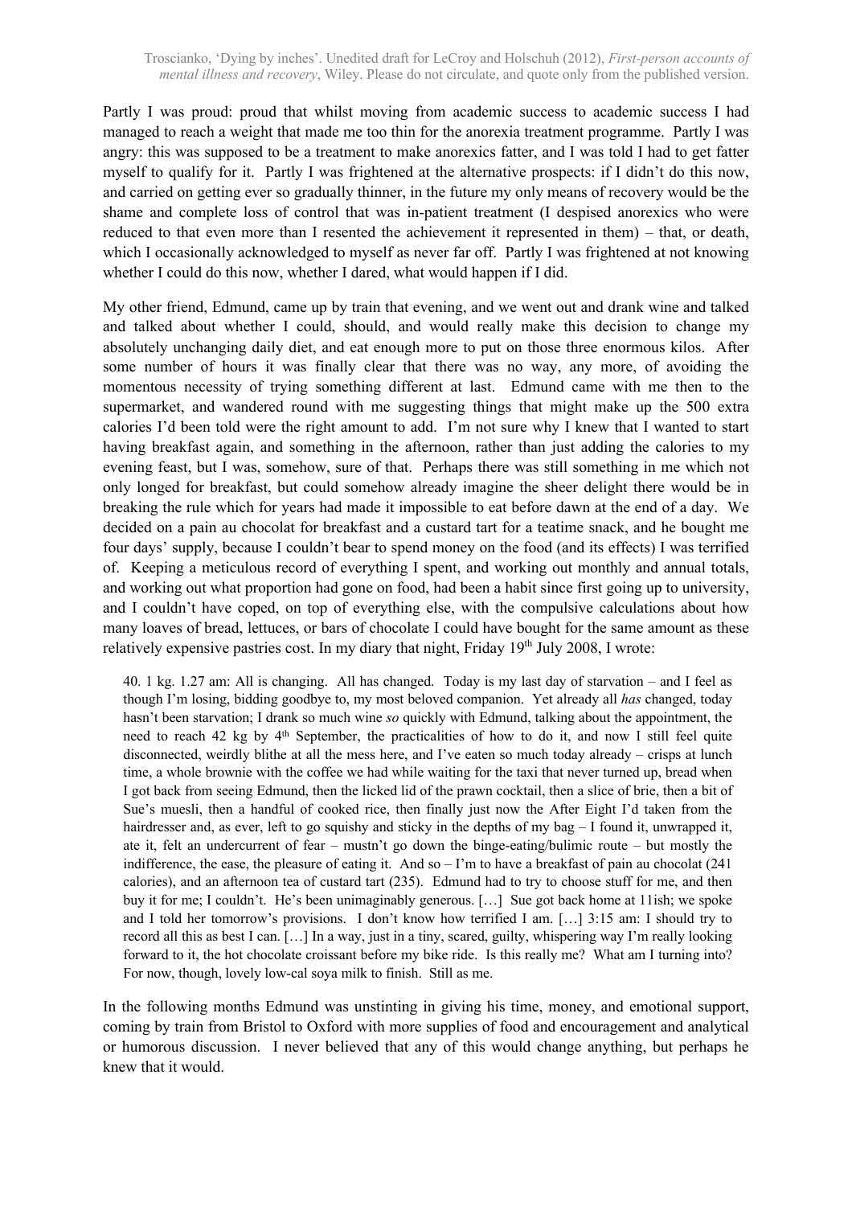Partly I was proud: proud that whilst moving from academic success to academic success I had managed to reach a weight that made me too thin for the anorexia treatment programme. Partly I was angry: this was supposed to be a treatment to make anorexics fatter, and I was told I had to get fatter myself to qualify for it. Partly I was frightened at the alternative prospects: if I didn't do this now, and carried on getting ever so gradually thinner, in the future my only means of recovery would be the shame and complete loss of control that was in-patient treatment (I despised anorexics who were reduced to that even more than I resented the achievement it represented in them) – that, or death, which I occasionally acknowledged to myself as never far off. Partly I was frightened at not knowing whether I could do this now, whether I dared, what would happen if I did.

My other friend, Edmund, came up by train that evening, and we went out and drank wine and talked and talked about whether I could, should, and would really make this decision to change my absolutely unchanging daily diet, and eat enough more to put on those three enormous kilos. After some number of hours it was finally clear that there was no way, any more, of avoiding the momentous necessity of trying something different at last. Edmund came with me then to the supermarket, and wandered round with me suggesting things that might make up the 500 extra calories I'd been told were the right amount to add. I'm not sure why I knew that I wanted to start having breakfast again, and something in the afternoon, rather than just adding the calories to my evening feast, but I was, somehow, sure of that. Perhaps there was still something in me which not only longed for breakfast, but could somehow already imagine the sheer delight there would be in breaking the rule which for years had made it impossible to eat before dawn at the end of a day. We decided on a pain au chocolat for breakfast and a custard tart for a teatime snack, and he bought me four days' supply, because I couldn't bear to spend money on the food (and its effects) I was terrified of. Keeping a meticulous record of everything I spent, and working out monthly and annual totals, and working out what proportion had gone on food, had been a habit since first going up to university, and I couldn't have coped, on top of everything else, with the compulsive calculations about how many loaves of bread, lettuces, or bars of chocolate I could have bought for the same amount as these relatively expensive pastries cost. In my diary that night, Friday 19th July 2008, I wrote:

> 40. 1 kg. 1.27 am: All is changing. All has changed. Today is my last day of starvation – and I feel as though I'm losing, bidding goodbye to, my most beloved companion. Yet already all *has* changed, today hasn't been starvation; I drank so much wine *so* quickly with Edmund, talking about the appointment, the need to reach 42 kg by 4th September, the practicalities of how to do it, and now I still feel quite disconnected, weirdly blithe at all the mess here, and I've eaten so much today already – crisps at lunch time, a whole brownie with the coffee we had while waiting for the taxi that never turned up, bread when I got back from seeing Edmund, then the licked lid of the prawn cocktail, then a slice of brie, then a bit of Sue's muesli, then a handful of cooked rice, then finally just now the After Eight I'd taken from the hairdresser and, as ever, left to go squishy and sticky in the depths of my bag – I found it, unwrapped it, ate it, felt an undercurrent of fear – mustn't go down the binge-eating/bulimic route – but mostly the indifference, the ease, the pleasure of eating it. And so – I'm to have a breakfast of pain au chocolat (241 calories), and an afternoon tea of custard tart (235). Edmund had to try to choose stuff for me, and then buy it for me; I couldn't. He's been unimaginably generous. […] Sue got back home at 11ish; we spoke and I told her tomorrow's provisions. I don't know how terrified I am. […] 3:15 am: I should try to record all this as best I can. […] In a way, just in a tiny, scared, guilty, whispering way I'm really looking forward to it, the hot chocolate croissant before my bike ride. Is this really me? What am I turning into? For now, though, lovely low-cal soya milk to finish. Still as me.

In the following months Edmund was unstinting in giving his time, money, and emotional support, coming by train from Bristol to Oxford with more supplies of food and encouragement and analytical or humorous discussion. I never believed that any of this would change anything, but perhaps he knew that it would.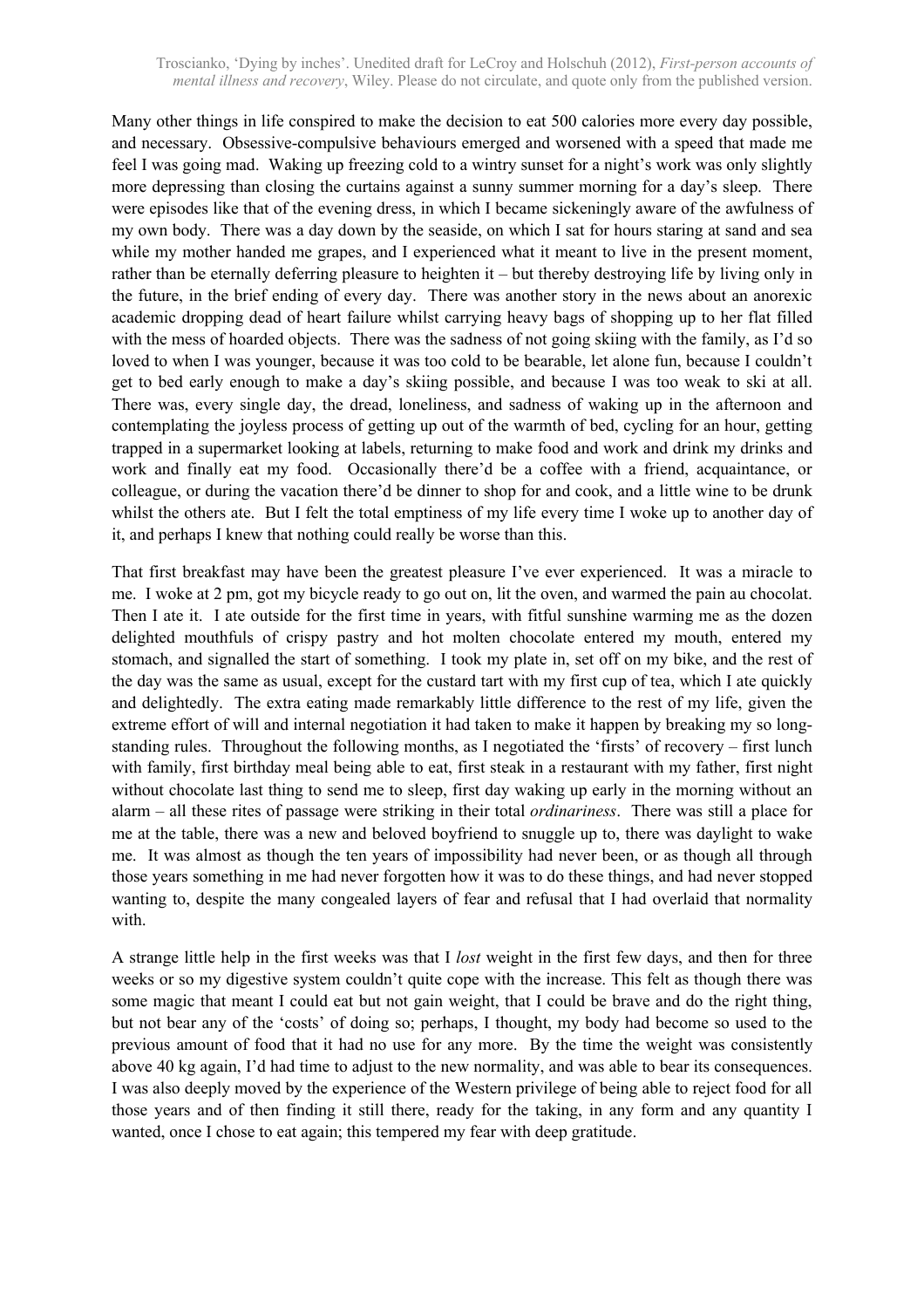Many other things in life conspired to make the decision to eat 500 calories more every day possible, and necessary. Obsessive-compulsive behaviours emerged and worsened with a speed that made me feel I was going mad. Waking up freezing cold to a wintry sunset for a night's work was only slightly more depressing than closing the curtains against a sunny summer morning for a day's sleep. There were episodes like that of the evening dress, in which I became sickeningly aware of the awfulness of my own body. There was a day down by the seaside, on which I sat for hours staring at sand and sea while my mother handed me grapes, and I experienced what it meant to live in the present moment, rather than be eternally deferring pleasure to heighten it – but thereby destroying life by living only in the future, in the brief ending of every day. There was another story in the news about an anorexic academic dropping dead of heart failure whilst carrying heavy bags of shopping up to her flat filled with the mess of hoarded objects. There was the sadness of not going skiing with the family, as I'd so loved to when I was younger, because it was too cold to be bearable, let alone fun, because I couldn't get to bed early enough to make a day's skiing possible, and because I was too weak to ski at all. There was, every single day, the dread, loneliness, and sadness of waking up in the afternoon and contemplating the joyless process of getting up out of the warmth of bed, cycling for an hour, getting trapped in a supermarket looking at labels, returning to make food and work and drink my drinks and work and finally eat my food. Occasionally there'd be a coffee with a friend, acquaintance, or colleague, or during the vacation there'd be dinner to shop for and cook, and a little wine to be drunk whilst the others ate. But I felt the total emptiness of my life every time I woke up to another day of it, and perhaps I knew that nothing could really be worse than this.

That first breakfast may have been the greatest pleasure I've ever experienced. It was a miracle to me. I woke at 2 pm, got my bicycle ready to go out on, lit the oven, and warmed the pain au chocolat. Then I ate it. I ate outside for the first time in years, with fitful sunshine warming me as the dozen delighted mouthfuls of crispy pastry and hot molten chocolate entered my mouth, entered my stomach, and signalled the start of something. I took my plate in, set off on my bike, and the rest of the day was the same as usual, except for the custard tart with my first cup of tea, which I ate quickly and delightedly. The extra eating made remarkably little difference to the rest of my life, given the extreme effort of will and internal negotiation it had taken to make it happen by breaking my so long-standing rules. Throughout the following months, as I negotiated the 'firsts' of recovery – first lunch with family, first birthday meal being able to eat, first steak in a restaurant with my father, first night without chocolate last thing to send me to sleep, first day waking up early in the morning without an alarm – all these rites of passage were striking in their total *ordinariness*. There was still a place for me at the table, there was a new and beloved boyfriend to snuggle up to, there was daylight to wake me. It was almost as though the ten years of impossibility had never been, or as though all through those years something in me had never forgotten how it was to do these things, and had never stopped wanting to, despite the many congealed layers of fear and refusal that I had overlaid that normality with.

A strange little help in the first weeks was that I *lost* weight in the first few days, and then for three weeks or so my digestive system couldn't quite cope with the increase. This felt as though there was some magic that meant I could eat but not gain weight, that I could be brave and do the right thing, but not bear any of the 'costs' of doing so; perhaps, I thought, my body had become so used to the previous amount of food that it had no use for any more. By the time the weight was consistently above 40 kg again, I'd had time to adjust to the new normality, and was able to bear its consequences. I was also deeply moved by the experience of the Western privilege of being able to reject food for all those years and of then finding it still there, ready for the taking, in any form and any quantity I wanted, once I chose to eat again; this tempered my fear with deep gratitude.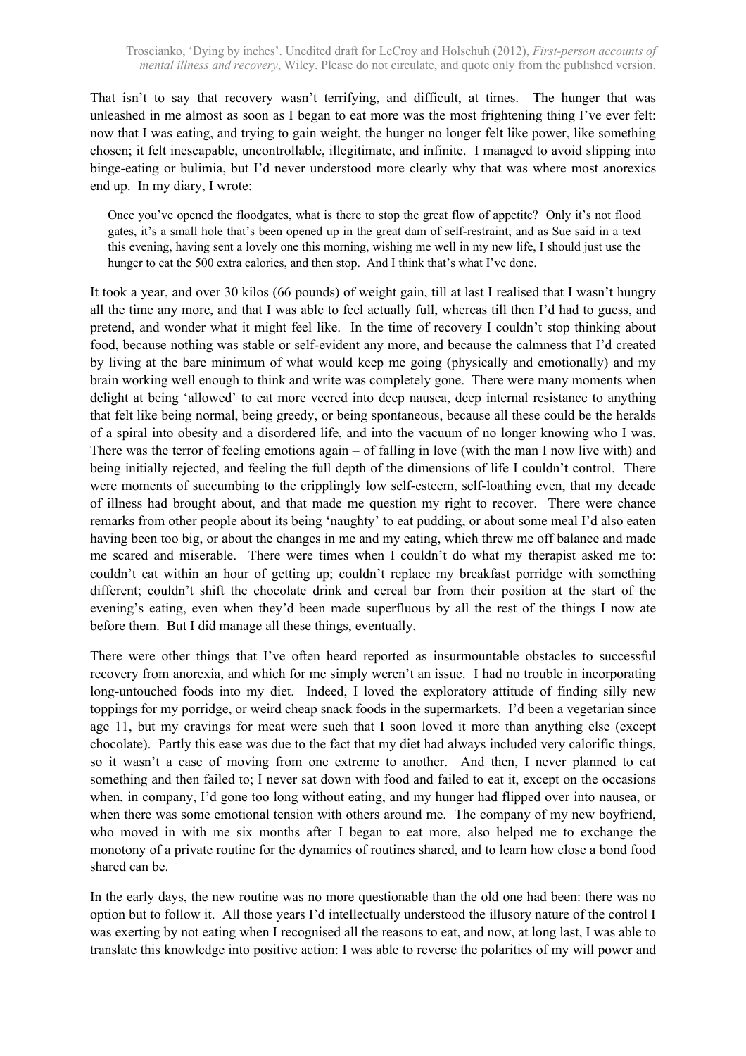That isn't to say that recovery wasn't terrifying, and difficult, at times. The hunger that was unleashed in me almost as soon as I began to eat more was the most frightening thing I've ever felt: now that I was eating, and trying to gain weight, the hunger no longer felt like power, like something chosen; it felt inescapable, uncontrollable, illegitimate, and infinite. I managed to avoid slipping into binge-eating or bulimia, but I'd never understood more clearly why that was where most anorexics end up. In my diary, I wrote:

> Once you've opened the floodgates, what is there to stop the great flow of appetite? Only it's not flood gates, it's a small hole that's been opened up in the great dam of self-restraint; and as Sue said in a text this evening, having sent a lovely one this morning, wishing me well in my new life, I should just use the hunger to eat the 500 extra calories, and then stop. And I think that's what I've done.

It took a year, and over 30 kilos (66 pounds) of weight gain, till at last I realised that I wasn't hungry all the time any more, and that I was able to feel actually full, whereas till then I'd had to guess, and pretend, and wonder what it might feel like. In the time of recovery I couldn't stop thinking about food, because nothing was stable or self-evident any more, and because the calmness that I'd created by living at the bare minimum of what would keep me going (physically and emotionally) and my brain working well enough to think and write was completely gone. There were many moments when delight at being 'allowed' to eat more veered into deep nausea, deep internal resistance to anything that felt like being normal, being greedy, or being spontaneous, because all these could be the heralds of a spiral into obesity and a disordered life, and into the vacuum of no longer knowing who I was. There was the terror of feeling emotions again – of falling in love (with the man I now live with) and being initially rejected, and feeling the full depth of the dimensions of life I couldn't control. There were moments of succumbing to the cripplingly low self-esteem, self-loathing even, that my decade of illness had brought about, and that made me question my right to recover. There were chance remarks from other people about its being 'naughty' to eat pudding, or about some meal I'd also eaten having been too big, or about the changes in me and my eating, which threw me off balance and made me scared and miserable. There were times when I couldn't do what my therapist asked me to: couldn't eat within an hour of getting up; couldn't replace my breakfast porridge with something different; couldn't shift the chocolate drink and cereal bar from their position at the start of the evening's eating, even when they'd been made superfluous by all the rest of the things I now ate before them. But I did manage all these things, eventually.

There were other things that I've often heard reported as insurmountable obstacles to successful recovery from anorexia, and which for me simply weren't an issue. I had no trouble in incorporating long-untouched foods into my diet. Indeed, I loved the exploratory attitude of finding silly new toppings for my porridge, or weird cheap snack foods in the supermarkets. I'd been a vegetarian since age 11, but my cravings for meat were such that I soon loved it more than anything else (except chocolate). Partly this ease was due to the fact that my diet had always included very calorific things, so it wasn't a case of moving from one extreme to another. And then, I never planned to eat something and then failed to; I never sat down with food and failed to eat it, except on the occasions when, in company, I'd gone too long without eating, and my hunger had flipped over into nausea, or when there was some emotional tension with others around me. The company of my new boyfriend, who moved in with me six months after I began to eat more, also helped me to exchange the monotony of a private routine for the dynamics of routines shared, and to learn how close a bond food shared can be.

In the early days, the new routine was no more questionable than the old one had been: there was no option but to follow it. All those years I'd intellectually understood the illusory nature of the control I was exerting by not eating when I recognised all the reasons to eat, and now, at long last, I was able to translate this knowledge into positive action: I was able to reverse the polarities of my will power and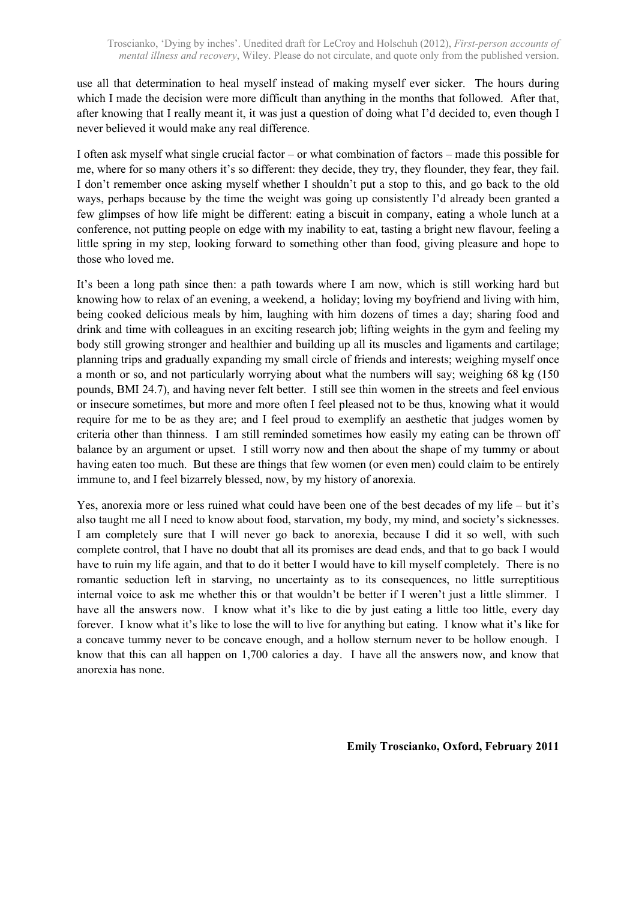use all that determination to heal myself instead of making myself ever sicker. The hours during which I made the decision were more difficult than anything in the months that followed. After that, after knowing that I really meant it, it was just a question of doing what I'd decided to, even though I never believed it would make any real difference.

I often ask myself what single crucial factor – or what combination of factors – made this possible for me, where for so many others it's so different: they decide, they try, they flounder, they fear, they fail. I don't remember once asking myself whether I shouldn't put a stop to this, and go back to the old ways, perhaps because by the time the weight was going up consistently I'd already been granted a few glimpses of how life might be different: eating a biscuit in company, eating a whole lunch at a conference, not putting people on edge with my inability to eat, tasting a bright new flavour, feeling a little spring in my step, looking forward to something other than food, giving pleasure and hope to those who loved me.

It's been a long path since then: a path towards where I am now, which is still working hard but knowing how to relax of an evening, a weekend, a holiday; loving my boyfriend and living with him, being cooked delicious meals by him, laughing with him dozens of times a day; sharing food and drink and time with colleagues in an exciting research job; lifting weights in the gym and feeling my body still growing stronger and healthier and building up all its muscles and ligaments and cartilage; planning trips and gradually expanding my small circle of friends and interests; weighing myself once a month or so, and not particularly worrying about what the numbers will say; weighing 68 kg (150 pounds, BMI 24.7), and having never felt better. I still see thin women in the streets and feel envious or insecure sometimes, but more and more often I feel pleased not to be thus, knowing what it would require for me to be as they are; and I feel proud to exemplify an aesthetic that judges women by criteria other than thinness. I am still reminded sometimes how easily my eating can be thrown off balance by an argument or upset. I still worry now and then about the shape of my tummy or about having eaten too much. But these are things that few women (or even men) could claim to be entirely immune to, and I feel bizarrely blessed, now, by my history of anorexia.

Yes, anorexia more or less ruined what could have been one of the best decades of my life – but it's also taught me all I need to know about food, starvation, my body, my mind, and society's sicknesses. I am completely sure that I will never go back to anorexia, because I did it so well, with such complete control, that I have no doubt that all its promises are dead ends, and that to go back I would have to ruin my life again, and that to do it better I would have to kill myself completely. There is no romantic seduction left in starving, no uncertainty as to its consequences, no little surreptitious internal voice to ask me whether this or that wouldn't be better if I weren't just a little slimmer. I have all the answers now. I know what it's like to die by just eating a little too little, every day forever. I know what it's like to lose the will to live for anything but eating. I know what it's like for a concave tummy never to be concave enough, and a hollow sternum never to be hollow enough. I know that this can all happen on 1,700 calories a day. I have all the answers now, and know that anorexia has none.

**Emily Troscianko, Oxford, February 2011**